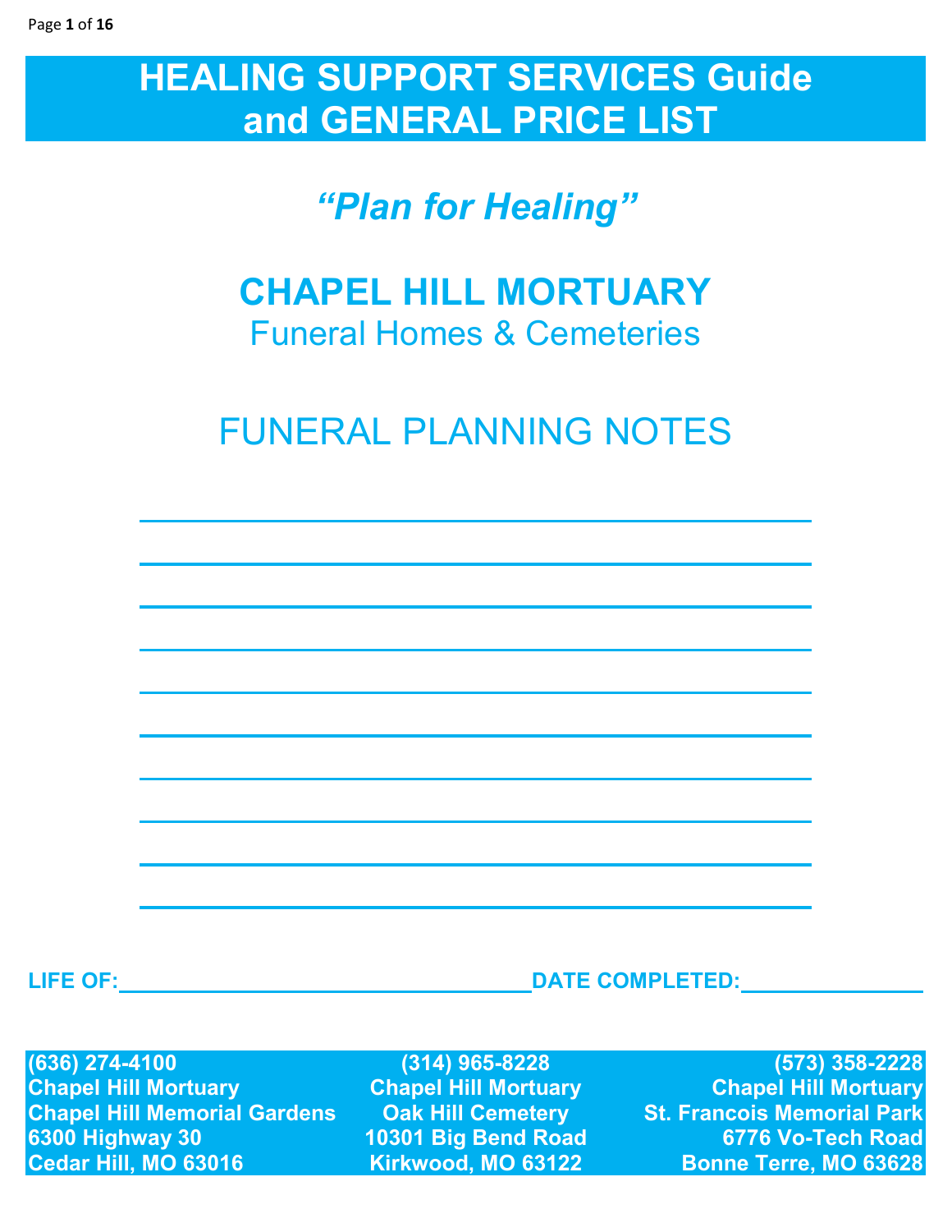# HEALING SUPPORT SERVICES Guide and GENERAL PRICE LIST

*"Plan for Healing"*

## CHAPEL HILL MORTUARY

Funeral Homes & Cemeteries

## FUNERAL PLANNING NOTES

\_\_\_\_\_\_\_\_\_\_\_\_\_\_\_\_\_\_\_\_\_\_\_\_\_\_\_\_\_\_\_\_\_\_\_\_\_\_\_\_\_\_\_\_

\_\_\_\_\_\_\_\_\_\_\_\_\_\_\_\_\_\_\_\_\_\_\_\_\_\_\_\_\_\_\_\_\_\_\_\_\_\_\_\_\_\_\_\_

\_\_\_\_\_\_\_\_\_\_\_\_\_\_\_\_\_\_\_\_\_\_\_\_\_\_\_\_\_\_\_\_\_\_\_\_\_\_\_\_\_\_\_\_

\_\_\_\_\_\_\_\_\_\_\_\_\_\_\_\_\_\_\_\_\_\_\_\_\_\_\_\_\_\_\_\_\_\_\_\_\_\_\_\_\_\_\_\_

\_\_\_\_\_\_\_\_\_\_\_\_\_\_\_\_\_\_\_\_\_\_\_\_\_\_\_\_\_\_\_\_\_\_\_\_\_\_\_\_\_\_\_\_

\_\_\_\_\_\_\_\_\_\_\_\_\_\_\_\_\_\_\_\_\_\_\_\_\_\_\_\_\_\_\_\_\_\_\_\_\_\_\_\_\_\_\_\_

\_\_\_\_\_\_\_\_\_\_\_\_\_\_\_\_\_\_\_\_\_\_\_\_\_\_\_\_\_\_\_\_\_\_\_\_\_\_\_\_\_\_\_\_

\_\_\_\_\_\_\_\_\_\_\_\_\_\_\_\_\_\_\_\_\_\_\_\_\_\_\_\_\_\_\_\_\_\_\_\_\_\_\_\_\_\_\_\_

\_\_\_\_\_\_\_\_\_\_\_\_\_\_\_\_\_\_\_\_\_\_\_\_\_\_\_\_\_\_\_\_\_\_\_\_\_\_\_\_\_\_\_\_

\_\_\_\_\_\_\_\_\_\_\_\_\_\_\_\_\_\_\_\_\_\_\_\_\_\_\_\_\_\_\_\_\_\_\_\_\_\_\_\_\_\_\_\_

**LIFE OF:**\_\_\_\_\_\_\_\_\_\_\_\_\_\_\_\_\_\_\_\_\_\_\_\_\_\_\_\_\_\_ **DATE COMPLETED:**\_\_\_\_\_\_\_\_\_\_\_\_\_\_

| (636) 274-4100 | (314) 965-8228 | (573) 358-2228 |
|---|---|---|
| Chapel Hill Mortuary | Chapel Hill Mortuary | Chapel Hill Mortuary |
| Chapel Hill Memorial Gardens | Oak Hill Cemetery | St. Francois Memorial Park |
| 6300 Highway 30 | 10301 Big Bend Road | 6776 Vo-Tech Road |
| Cedar Hill, MO 63016 | Kirkwood, MO 63122 | Bonne Terre, MO 63628 |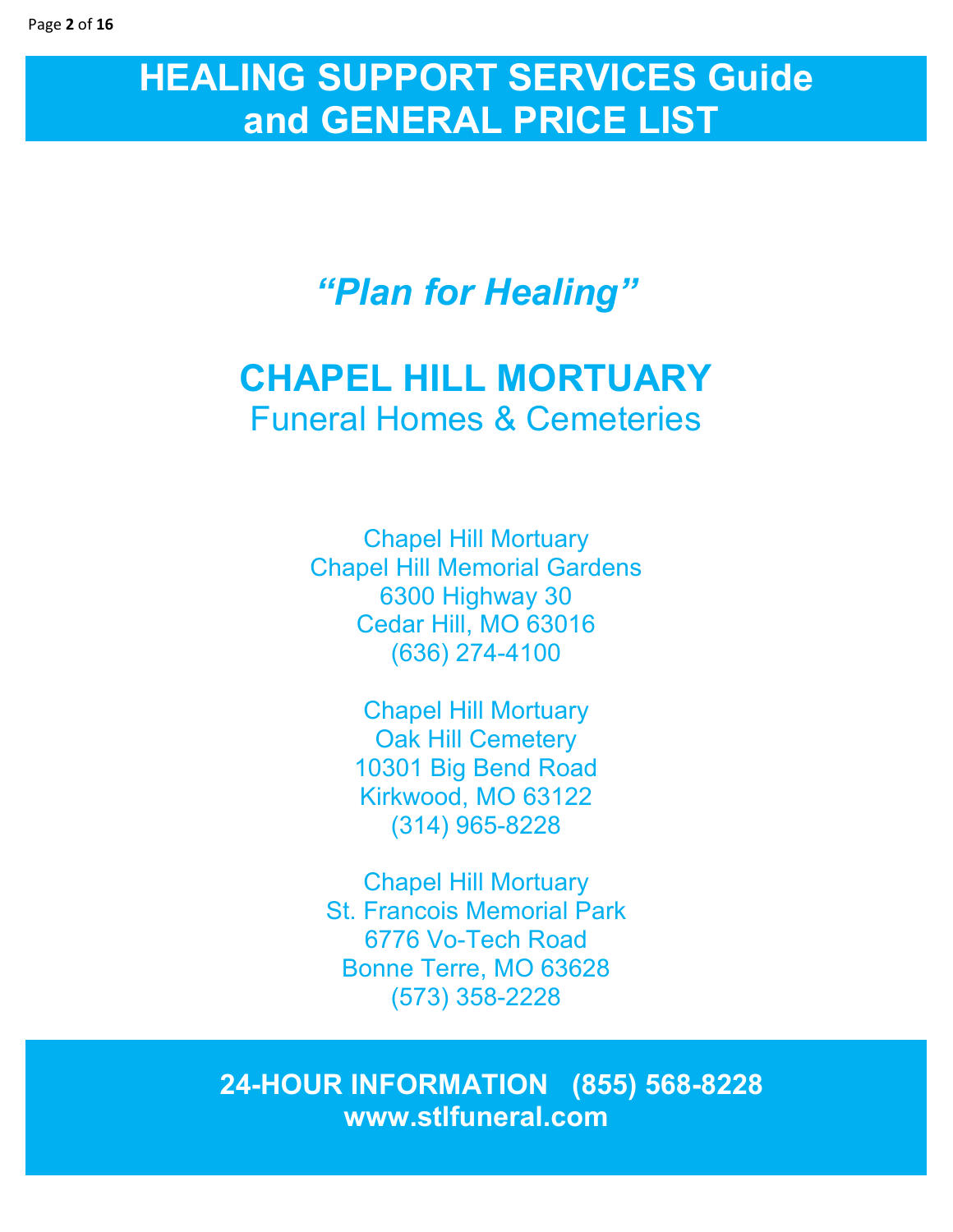# HEALING SUPPORT SERVICES Guide and GENERAL PRICE LIST

## *"Plan for Healing"*

## CHAPEL HILL MORTUARY

Funeral Homes & Cemeteries

Chapel Hill Mortuary
Chapel Hill Memorial Gardens
6300 Highway 30
Cedar Hill, MO 63016
(636) 274-4100

Chapel Hill Mortuary
Oak Hill Cemetery
10301 Big Bend Road
Kirkwood, MO 63122
(314) 965-8228

Chapel Hill Mortuary
St. Francois Memorial Park
6776 Vo-Tech Road
Bonne Terre, MO 63628
(573) 358-2228

**24-HOUR INFORMATION (855) 568-8228**
**www.stlfuneral.com**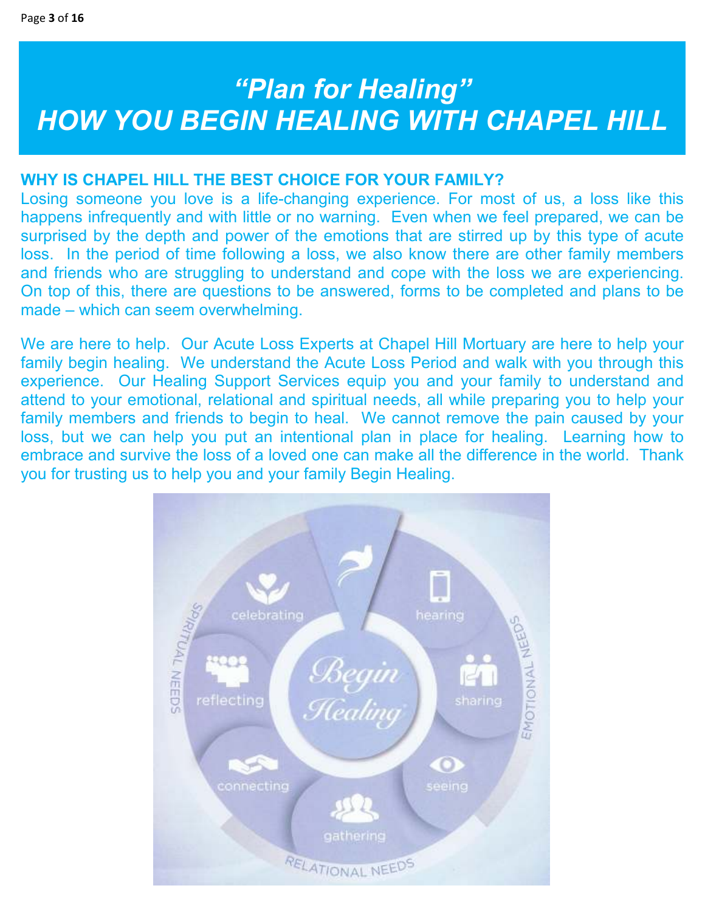# *"Plan for Healing"*
# *HOW YOU BEGIN HEALING WITH CHAPEL HILL*

**WHY IS CHAPEL HILL THE BEST CHOICE FOR YOUR FAMILY?**

Losing someone you love is a life-changing experience. For most of us, a loss like this happens infrequently and with little or no warning. Even when we feel prepared, we can be surprised by the depth and power of the emotions that are stirred up by this type of acute loss. In the period of time following a loss, we also know there are other family members and friends who are struggling to understand and cope with the loss we are experiencing. On top of this, there are questions to be answered, forms to be completed and plans to be made – which can seem overwhelming.

We are here to help. Our Acute Loss Experts at Chapel Hill Mortuary are here to help your family begin healing. We understand the Acute Loss Period and walk with you through this experience. Our Healing Support Services equip you and your family to understand and attend to your emotional, relational and spiritual needs, all while preparing you to help your family members and friends to begin to heal. We cannot remove the pain caused by your loss, but we can help you put an intentional plan in place for healing. Learning how to embrace and survive the loss of a loved one can make all the difference in the world. Thank you for trusting us to help you and your family Begin Healing.

Begin Healing

celebrating · hearing · sharing · seeing · gathering · connecting · reflecting

SPIRITUAL NEEDS · EMOTIONAL NEEDS · RELATIONAL NEEDS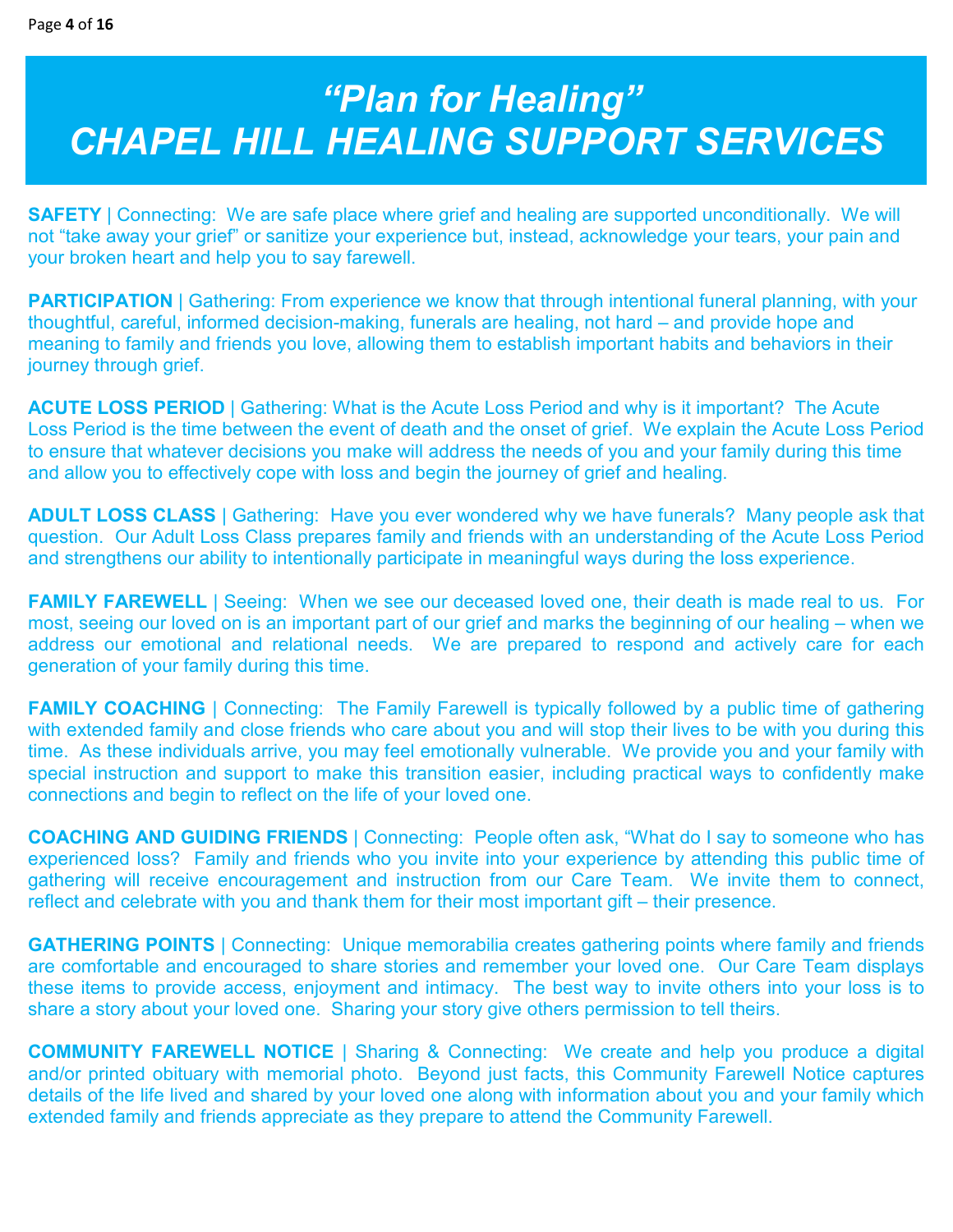# *"Plan for Healing"*
# *CHAPEL HILL HEALING SUPPORT SERVICES*

**SAFETY** | Connecting: We are safe place where grief and healing are supported unconditionally. We will not "take away your grief" or sanitize your experience but, instead, acknowledge your tears, your pain and your broken heart and help you to say farewell.

**PARTICIPATION** | Gathering: From experience we know that through intentional funeral planning, with your thoughtful, careful, informed decision-making, funerals are healing, not hard – and provide hope and meaning to family and friends you love, allowing them to establish important habits and behaviors in their journey through grief.

**ACUTE LOSS PERIOD** | Gathering: What is the Acute Loss Period and why is it important? The Acute Loss Period is the time between the event of death and the onset of grief. We explain the Acute Loss Period to ensure that whatever decisions you make will address the needs of you and your family during this time and allow you to effectively cope with loss and begin the journey of grief and healing.

**ADULT LOSS CLASS** | Gathering: Have you ever wondered why we have funerals? Many people ask that question. Our Adult Loss Class prepares family and friends with an understanding of the Acute Loss Period and strengthens our ability to intentionally participate in meaningful ways during the loss experience.

**FAMILY FAREWELL** | Seeing: When we see our deceased loved one, their death is made real to us. For most, seeing our loved on is an important part of our grief and marks the beginning of our healing – when we address our emotional and relational needs. We are prepared to respond and actively care for each generation of your family during this time.

**FAMILY COACHING** | Connecting: The Family Farewell is typically followed by a public time of gathering with extended family and close friends who care about you and will stop their lives to be with you during this time. As these individuals arrive, you may feel emotionally vulnerable. We provide you and your family with special instruction and support to make this transition easier, including practical ways to confidently make connections and begin to reflect on the life of your loved one.

**COACHING AND GUIDING FRIENDS** | Connecting: People often ask, "What do I say to someone who has experienced loss? Family and friends who you invite into your experience by attending this public time of gathering will receive encouragement and instruction from our Care Team. We invite them to connect, reflect and celebrate with you and thank them for their most important gift – their presence.

**GATHERING POINTS** | Connecting: Unique memorabilia creates gathering points where family and friends are comfortable and encouraged to share stories and remember your loved one. Our Care Team displays these items to provide access, enjoyment and intimacy. The best way to invite others into your loss is to share a story about your loved one. Sharing your story give others permission to tell theirs.

**COMMUNITY FAREWELL NOTICE** | Sharing & Connecting: We create and help you produce a digital and/or printed obituary with memorial photo. Beyond just facts, this Community Farewell Notice captures details of the life lived and shared by your loved one along with information about you and your family which extended family and friends appreciate as they prepare to attend the Community Farewell.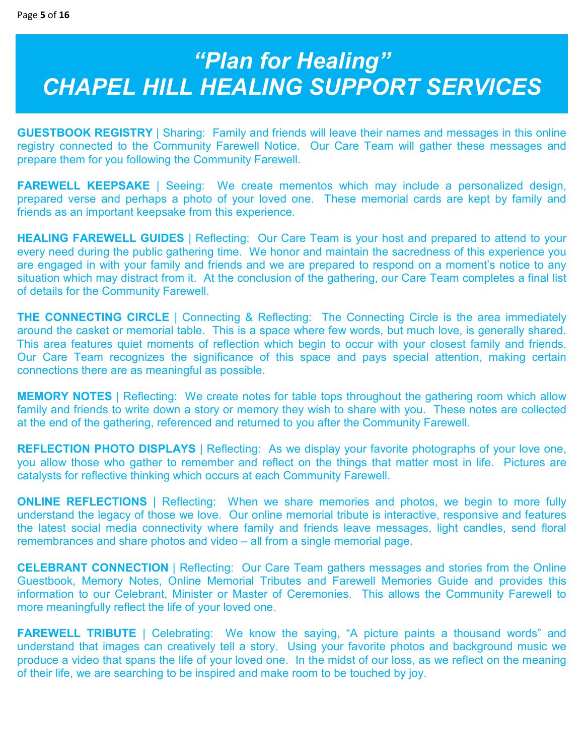# *"Plan for Healing"*
# *CHAPEL HILL HEALING SUPPORT SERVICES*

**GUESTBOOK REGISTRY** | Sharing: Family and friends will leave their names and messages in this online registry connected to the Community Farewell Notice. Our Care Team will gather these messages and prepare them for you following the Community Farewell.

**FAREWELL KEEPSAKE** | Seeing: We create mementos which may include a personalized design, prepared verse and perhaps a photo of your loved one. These memorial cards are kept by family and friends as an important keepsake from this experience.

**HEALING FAREWELL GUIDES** | Reflecting: Our Care Team is your host and prepared to attend to your every need during the public gathering time. We honor and maintain the sacredness of this experience you are engaged in with your family and friends and we are prepared to respond on a moment's notice to any situation which may distract from it. At the conclusion of the gathering, our Care Team completes a final list of details for the Community Farewell.

**THE CONNECTING CIRCLE** | Connecting & Reflecting: The Connecting Circle is the area immediately around the casket or memorial table. This is a space where few words, but much love, is generally shared. This area features quiet moments of reflection which begin to occur with your closest family and friends. Our Care Team recognizes the significance of this space and pays special attention, making certain connections there are as meaningful as possible.

**MEMORY NOTES** | Reflecting: We create notes for table tops throughout the gathering room which allow family and friends to write down a story or memory they wish to share with you. These notes are collected at the end of the gathering, referenced and returned to you after the Community Farewell.

**REFLECTION PHOTO DISPLAYS** | Reflecting: As we display your favorite photographs of your love one, you allow those who gather to remember and reflect on the things that matter most in life. Pictures are catalysts for reflective thinking which occurs at each Community Farewell.

**ONLINE REFLECTIONS** | Reflecting: When we share memories and photos, we begin to more fully understand the legacy of those we love. Our online memorial tribute is interactive, responsive and features the latest social media connectivity where family and friends leave messages, light candles, send floral remembrances and share photos and video – all from a single memorial page.

**CELEBRANT CONNECTION** | Reflecting: Our Care Team gathers messages and stories from the Online Guestbook, Memory Notes, Online Memorial Tributes and Farewell Memories Guide and provides this information to our Celebrant, Minister or Master of Ceremonies. This allows the Community Farewell to more meaningfully reflect the life of your loved one.

**FAREWELL TRIBUTE** | Celebrating: We know the saying, "A picture paints a thousand words" and understand that images can creatively tell a story. Using your favorite photos and background music we produce a video that spans the life of your loved one. In the midst of our loss, as we reflect on the meaning of their life, we are searching to be inspired and make room to be touched by joy.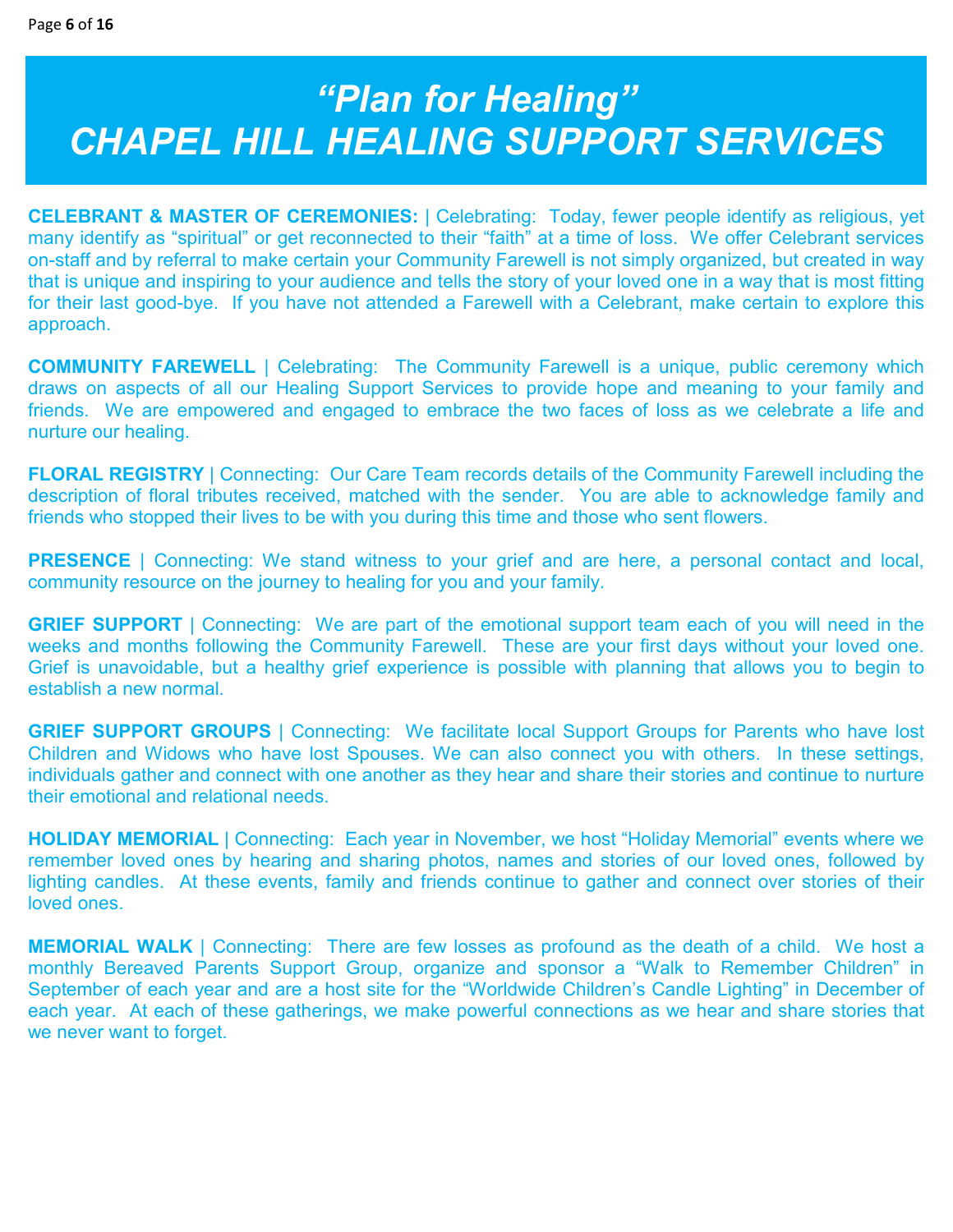# *"Plan for Healing"*
# *CHAPEL HILL HEALING SUPPORT SERVICES*

**CELEBRANT & MASTER OF CEREMONIES:** | Celebrating: Today, fewer people identify as religious, yet many identify as "spiritual" or get reconnected to their "faith" at a time of loss. We offer Celebrant services on-staff and by referral to make certain your Community Farewell is not simply organized, but created in way that is unique and inspiring to your audience and tells the story of your loved one in a way that is most fitting for their last good-bye. If you have not attended a Farewell with a Celebrant, make certain to explore this approach.

**COMMUNITY FAREWELL** | Celebrating: The Community Farewell is a unique, public ceremony which draws on aspects of all our Healing Support Services to provide hope and meaning to your family and friends. We are empowered and engaged to embrace the two faces of loss as we celebrate a life and nurture our healing.

**FLORAL REGISTRY** | Connecting: Our Care Team records details of the Community Farewell including the description of floral tributes received, matched with the sender. You are able to acknowledge family and friends who stopped their lives to be with you during this time and those who sent flowers.

**PRESENCE** | Connecting: We stand witness to your grief and are here, a personal contact and local, community resource on the journey to healing for you and your family.

**GRIEF SUPPORT** | Connecting: We are part of the emotional support team each of you will need in the weeks and months following the Community Farewell. These are your first days without your loved one. Grief is unavoidable, but a healthy grief experience is possible with planning that allows you to begin to establish a new normal.

**GRIEF SUPPORT GROUPS** | Connecting: We facilitate local Support Groups for Parents who have lost Children and Widows who have lost Spouses. We can also connect you with others. In these settings, individuals gather and connect with one another as they hear and share their stories and continue to nurture their emotional and relational needs.

**HOLIDAY MEMORIAL** | Connecting: Each year in November, we host "Holiday Memorial" events where we remember loved ones by hearing and sharing photos, names and stories of our loved ones, followed by lighting candles. At these events, family and friends continue to gather and connect over stories of their loved ones.

**MEMORIAL WALK** | Connecting: There are few losses as profound as the death of a child. We host a monthly Bereaved Parents Support Group, organize and sponsor a "Walk to Remember Children" in September of each year and are a host site for the "Worldwide Children's Candle Lighting" in December of each year. At each of these gatherings, we make powerful connections as we hear and share stories that we never want to forget.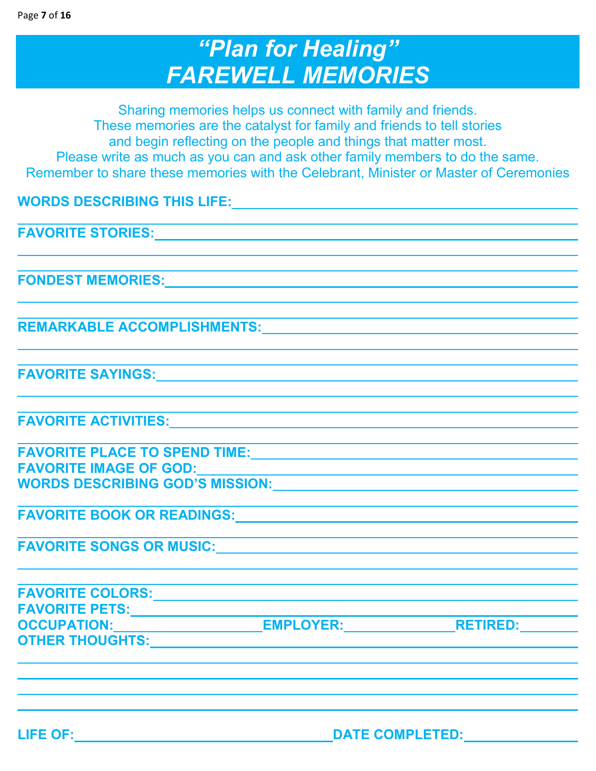# "Plan for Healing"
# FAREWELL MEMORIES

Sharing memories helps us connect with family and friends.
These memories are the catalyst for family and friends to tell stories
and begin reflecting on the people and things that matter most.
Please write as much as you can and ask other family members to do the same.
Remember to share these memories with the Celebrant, Minister or Master of Ceremonies

**WORDS DESCRIBING THIS LIFE:** ______________________________

______________________________

**FAVORITE STORIES:** ______________________________

______________________________

______________________________

**FONDEST MEMORIES:** ______________________________

______________________________

______________________________

**REMARKABLE ACCOMPLISHMENTS:** ______________________________

______________________________

______________________________

**FAVORITE SAYINGS:** ______________________________

______________________________

______________________________

**FAVORITE ACTIVITIES:** ______________________________

______________________________

**FAVORITE PLACE TO SPEND TIME:** ______________________________

**FAVORITE IMAGE OF GOD:** ______________________________

**WORDS DESCRIBING GOD'S MISSION:** ______________________________

______________________________

**FAVORITE BOOK OR READINGS:** ______________________________

______________________________

**FAVORITE SONGS OR MUSIC:** ______________________________

______________________________

______________________________

**FAVORITE COLORS:** ______________________________

**FAVORITE PETS:** ______________________________

**OCCUPATION:** ____________ **EMPLOYER:** ____________ **RETIRED:** ________

**OTHER THOUGHTS:** ______________________________

______________________________

______________________________

______________________________

______________________________

**LIFE OF:** ______________________ **DATE COMPLETED:** ____________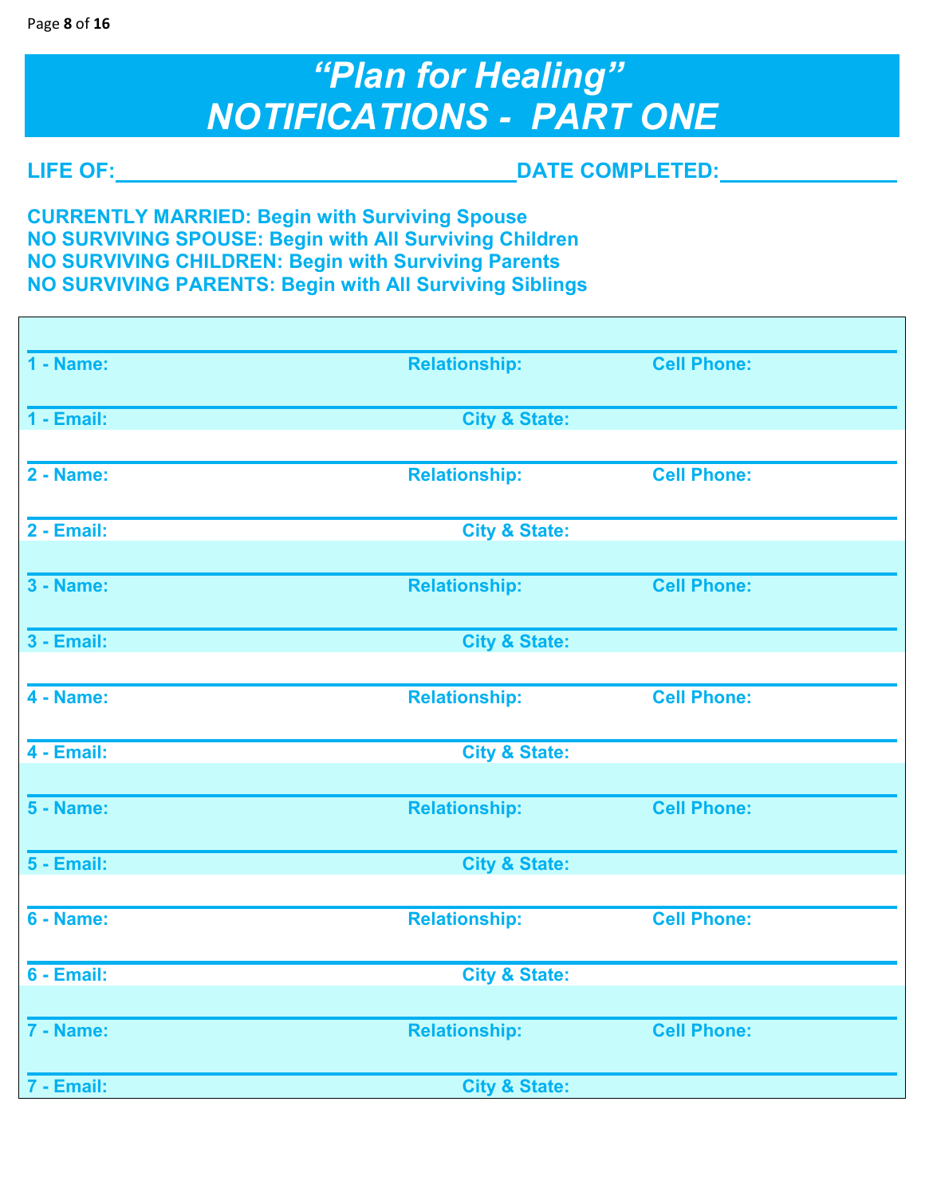# "Plan for Healing"
# NOTIFICATIONS - PART ONE

**LIFE OF:**\_\_\_\_\_\_\_\_\_\_\_\_\_\_\_\_\_\_\_\_\_\_\_\_\_\_\_\_\_\_\_\_**DATE COMPLETED:**\_\_\_\_\_\_\_\_\_\_\_\_\_\_\_

**CURRENTLY MARRIED: Begin with Surviving Spouse**
**NO SURVIVING SPOUSE: Begin with All Surviving Children**
**NO SURVIVING CHILDREN: Begin with Surviving Parents**
**NO SURVIVING PARENTS: Begin with All Surviving Siblings**

| | | |
|---|---|---|
| **1 - Name:** | **Relationship:** | **Cell Phone:** |
| **1 - Email:** | **City & State:** | |
| **2 - Name:** | **Relationship:** | **Cell Phone:** |
| **2 - Email:** | **City & State:** | |
| **3 - Name:** | **Relationship:** | **Cell Phone:** |
| **3 - Email:** | **City & State:** | |
| **4 - Name:** | **Relationship:** | **Cell Phone:** |
| **4 - Email:** | **City & State:** | |
| **5 - Name:** | **Relationship:** | **Cell Phone:** |
| **5 - Email:** | **City & State:** | |
| **6 - Name:** | **Relationship:** | **Cell Phone:** |
| **6 - Email:** | **City & State:** | |
| **7 - Name:** | **Relationship:** | **Cell Phone:** |
| **7 - Email:** | **City & State:** | |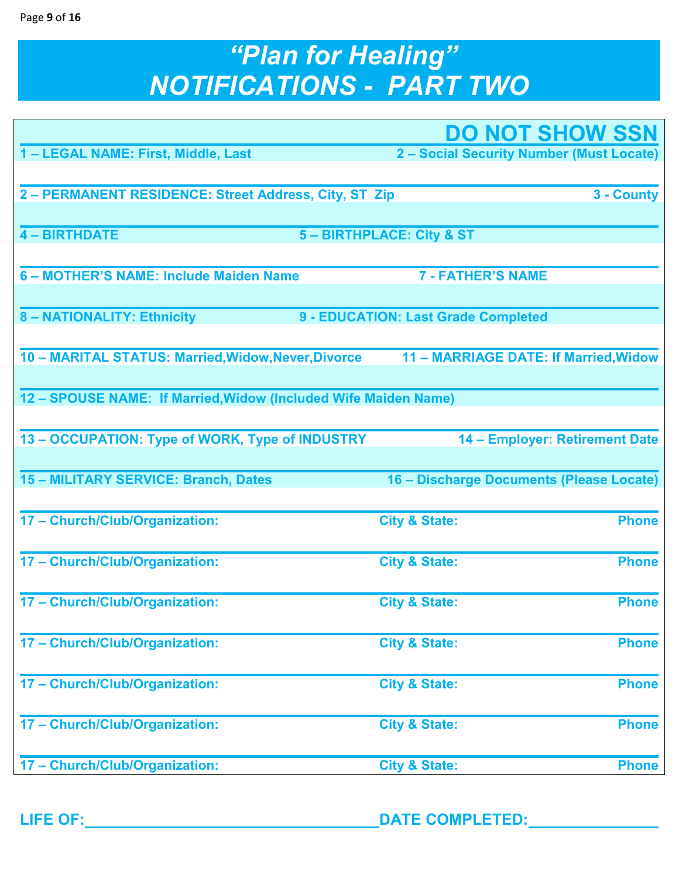# "Plan for Healing"
# NOTIFICATIONS - PART TWO

**DO NOT SHOW SSN**

**1 – LEGAL NAME: First, Middle, Last** | **2 – Social Security Number (Must Locate)**

**2 – PERMANENT RESIDENCE: Street Address, City, ST Zip** | **3 - County**

**4 – BIRTHDATE** | **5 – BIRTHPLACE: City & ST**

**6 – MOTHER'S NAME: Include Maiden Name** | **7 - FATHER'S NAME**

**8 – NATIONALITY: Ethnicity** | **9 - EDUCATION: Last Grade Completed**

**10 – MARITAL STATUS: Married,Widow,Never,Divorce** | **11 – MARRIAGE DATE: If Married,Widow**

**12 – SPOUSE NAME: If Married,Widow (Included Wife Maiden Name)**

**13 – OCCUPATION: Type of WORK, Type of INDUSTRY** | **14 – Employer: Retirement Date**

**15 – MILITARY SERVICE: Branch, Dates** | **16 – Discharge Documents (Please Locate)**

| 17 – Church/Club/Organization: | City & State: | Phone |
|---|---|---|
| 17 – Church/Club/Organization: | City & State: | Phone |
| 17 – Church/Club/Organization: | City & State: | Phone |
| 17 – Church/Club/Organization: | City & State: | Phone |
| 17 – Church/Club/Organization: | City & State: | Phone |
| 17 – Church/Club/Organization: | City & State: | Phone |
| 17 – Church/Club/Organization: | City & State: | Phone |

**LIFE OF:**\_\_\_\_\_\_\_\_\_\_\_\_\_\_\_\_\_\_\_\_\_\_\_\_\_\_\_\_\_\_ **DATE COMPLETED:**\_\_\_\_\_\_\_\_\_\_\_\_\_\_\_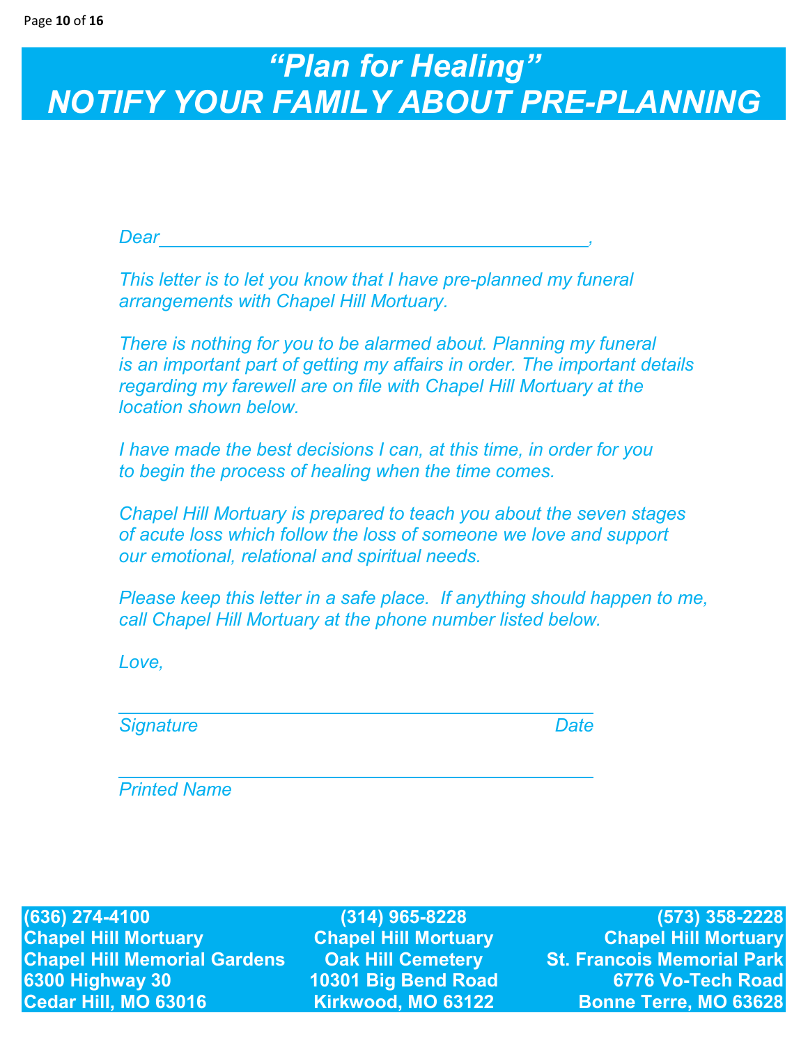# "Plan for Healing"
# NOTIFY YOUR FAMILY ABOUT PRE-PLANNING

*Dear_________________________________________,*

*This letter is to let you know that I have pre-planned my funeral arrangements with Chapel Hill Mortuary.*

*There is nothing for you to be alarmed about. Planning my funeral is an important part of getting my affairs in order. The important details regarding my farewell are on file with Chapel Hill Mortuary at the location shown below.*

*I have made the best decisions I can, at this time, in order for you to begin the process of healing when the time comes.*

*Chapel Hill Mortuary is prepared to teach you about the seven stages of acute loss which follow the loss of someone we love and support our emotional, relational and spiritual needs.*

*Please keep this letter in a safe place. If anything should happen to me, call Chapel Hill Mortuary at the phone number listed below.*

*Love,*

_____________________________________________

*Signature* *Date*

_____________________________________________

*Printed Name*

| **(636) 274-4100** | **(314) 965-8228** | **(573) 358-2228** |
|---|---|---|
| **Chapel Hill Mortuary** | **Chapel Hill Mortuary** | **Chapel Hill Mortuary** |
| **Chapel Hill Memorial Gardens** | **Oak Hill Cemetery** | **St. Francois Memorial Park** |
| **6300 Highway 30** | **10301 Big Bend Road** | **6776 Vo-Tech Road** |
| **Cedar Hill, MO 63016** | **Kirkwood, MO 63122** | **Bonne Terre, MO 63628** |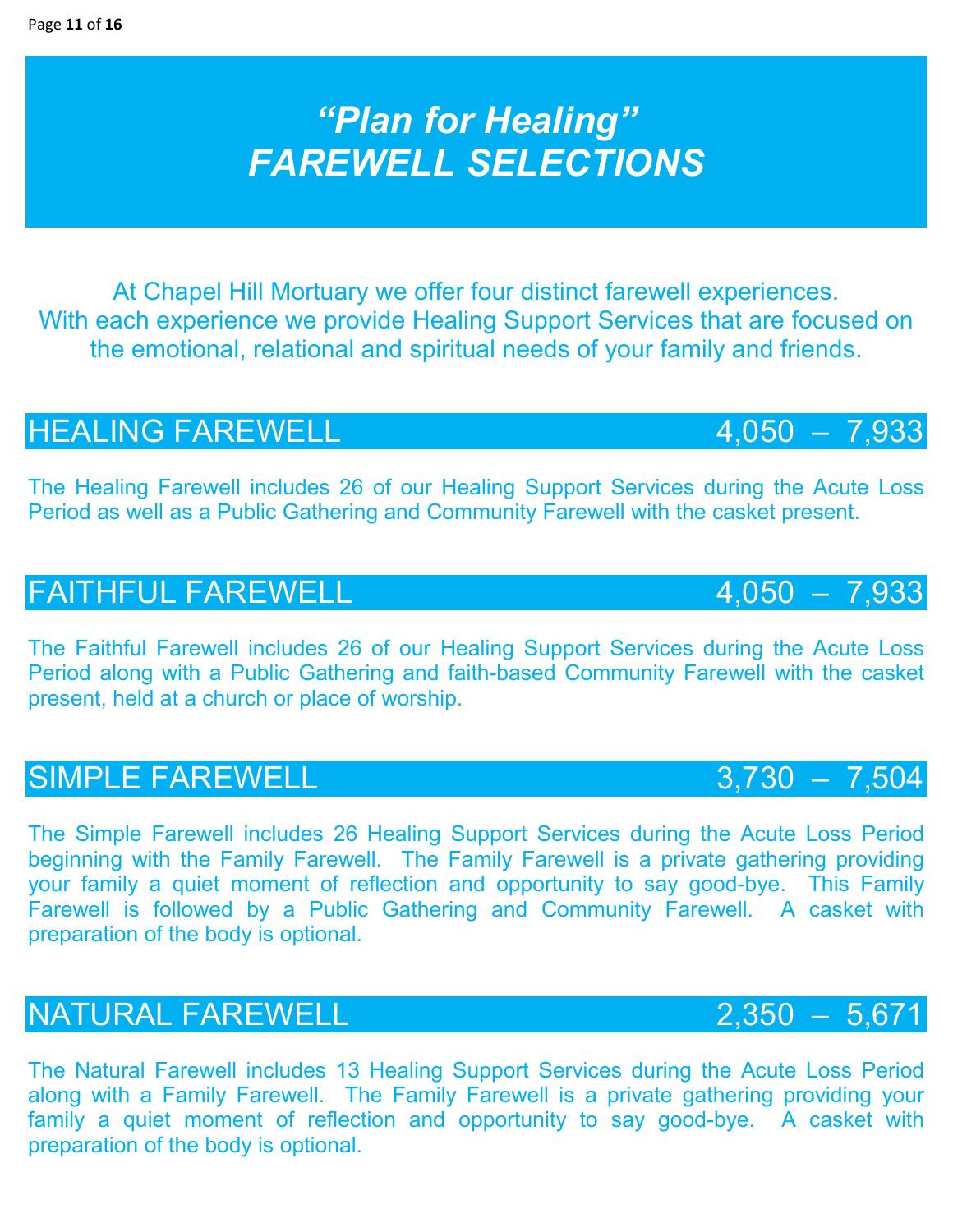# *"Plan for Healing"*
# *FAREWELL SELECTIONS*

At Chapel Hill Mortuary we offer four distinct farewell experiences.
With each experience we provide Healing Support Services that are focused on the emotional, relational and spiritual needs of your family and friends.

## HEALING FAREWELL 4,050 – 7,933

The Healing Farewell includes 26 of our Healing Support Services during the Acute Loss Period as well as a Public Gathering and Community Farewell with the casket present.

## FAITHFUL FAREWELL 4,050 – 7,933

The Faithful Farewell includes 26 of our Healing Support Services during the Acute Loss Period along with a Public Gathering and faith-based Community Farewell with the casket present, held at a church or place of worship.

## SIMPLE FAREWELL 3,730 – 7,504

The Simple Farewell includes 26 Healing Support Services during the Acute Loss Period beginning with the Family Farewell. The Family Farewell is a private gathering providing your family a quiet moment of reflection and opportunity to say good-bye. This Family Farewell is followed by a Public Gathering and Community Farewell. A casket with preparation of the body is optional.

## NATURAL FAREWELL 2,350 – 5,671

The Natural Farewell includes 13 Healing Support Services during the Acute Loss Period along with a Family Farewell. The Family Farewell is a private gathering providing your family a quiet moment of reflection and opportunity to say good-bye. A casket with preparation of the body is optional.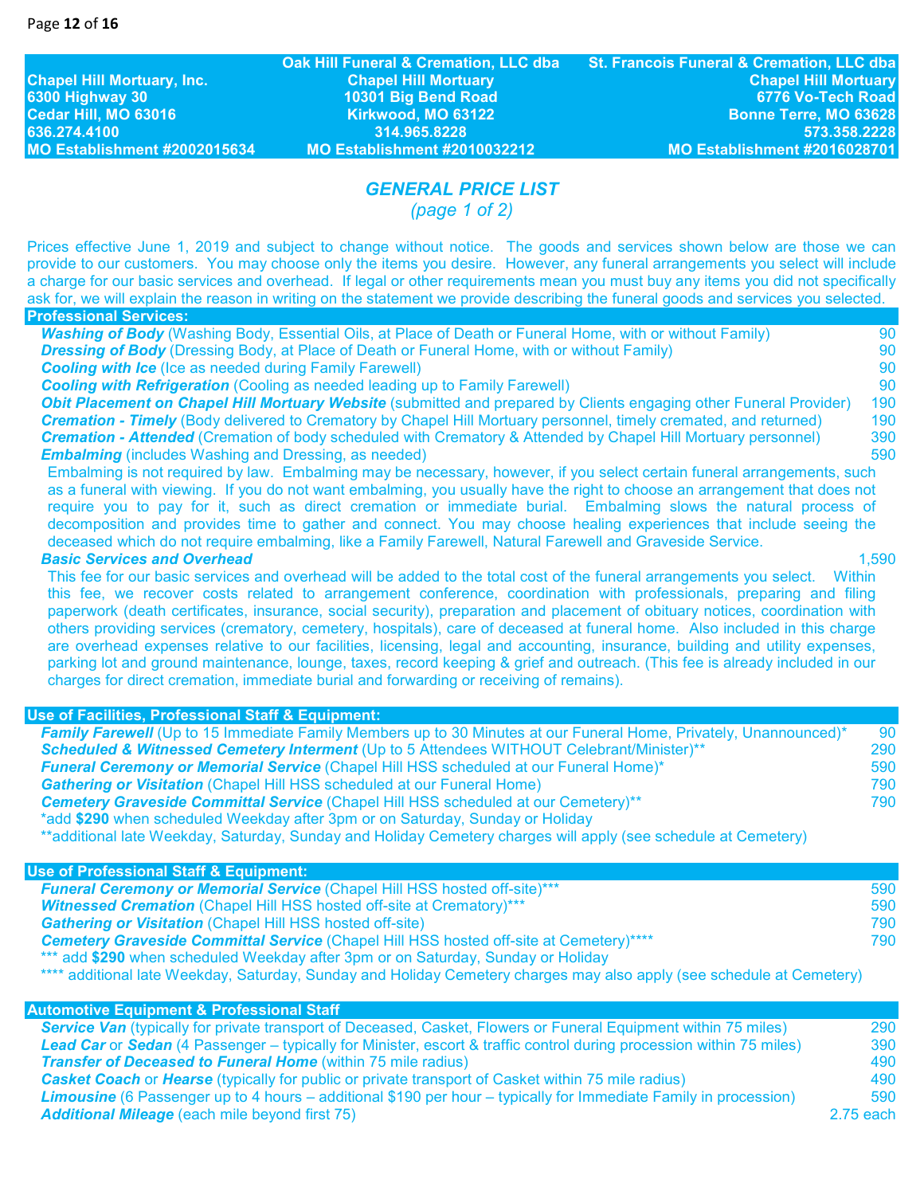| Chapel Hill Mortuary, Inc. | Oak Hill Funeral & Cremation, LLC dba Chapel Hill Mortuary | St. Francois Funeral & Cremation, LLC dba Chapel Hill Mortuary |
|---|---|---|
| 6300 Highway 30 | 10301 Big Bend Road | 6776 Vo-Tech Road |
| Cedar Hill, MO 63016 | Kirkwood, MO 63122 | Bonne Terre, MO 63628 |
| 636.274.4100 | 314.965.8228 | 573.358.2228 |
| MO Establishment #2002015634 | MO Establishment #2010032212 | MO Establishment #2016028701 |

# *GENERAL PRICE LIST*

*(page 1 of 2)*

Prices effective June 1, 2019 and subject to change without notice. The goods and services shown below are those we can provide to our customers. You may choose only the items you desire. However, any funeral arrangements you select will include a charge for our basic services and overhead. If legal or other requirements mean you must buy any items you did not specifically ask for, we will explain the reason in writing on the statement we provide describing the funeral goods and services you selected.

## Professional Services:

| Item | Price |
|---|---|
| ***Washing of Body*** (Washing Body, Essential Oils, at Place of Death or Funeral Home, with or without Family) | 90 |
| ***Dressing of Body*** (Dressing Body, at Place of Death or Funeral Home, with or without Family) | 90 |
| ***Cooling with Ice*** (Ice as needed during Family Farewell) | 90 |
| ***Cooling with Refrigeration*** (Cooling as needed leading up to Family Farewell) | 90 |
| ***Obit Placement on Chapel Hill Mortuary Website*** (submitted and prepared by Clients engaging other Funeral Provider) | 190 |
| ***Cremation - Timely*** (Body delivered to Crematory by Chapel Hill Mortuary personnel, timely cremated, and returned) | 190 |
| ***Cremation - Attended*** (Cremation of body scheduled with Crematory & Attended by Chapel Hill Mortuary personnel) | 390 |
| ***Embalming*** (includes Washing and Dressing, as needed) | 590 |

Embalming is not required by law. Embalming may be necessary, however, if you select certain funeral arrangements, such as a funeral with viewing. If you do not want embalming, you usually have the right to choose an arrangement that does not require you to pay for it, such as direct cremation or immediate burial. Embalming slows the natural process of decomposition and provides time to gather and connect. You may choose healing experiences that include seeing the deceased which do not require embalming, like a Family Farewell, Natural Farewell and Graveside Service.

***Basic Services and Overhead*** — 1,590

This fee for our basic services and overhead will be added to the total cost of the funeral arrangements you select. Within this fee, we recover costs related to arrangement conference, coordination with professionals, preparing and filing paperwork (death certificates, insurance, social security), preparation and placement of obituary notices, coordination with others providing services (crematory, cemetery, hospitals), care of deceased at funeral home. Also included in this charge are overhead expenses relative to our facilities, licensing, legal and accounting, insurance, building and utility expenses, parking lot and ground maintenance, lounge, taxes, record keeping & grief and outreach. (This fee is already included in our charges for direct cremation, immediate burial and forwarding or receiving of remains).

## Use of Facilities, Professional Staff & Equipment:

| Item | Price |
|---|---|
| ***Family Farewell*** (Up to 15 Immediate Family Members up to 30 Minutes at our Funeral Home, Privately, Unannounced)* | 90 |
| ***Scheduled & Witnessed Cemetery Interment*** (Up to 5 Attendees WITHOUT Celebrant/Minister)** | 290 |
| ***Funeral Ceremony or Memorial Service*** (Chapel Hill HSS scheduled at our Funeral Home)* | 590 |
| ***Gathering or Visitation*** (Chapel Hill HSS scheduled at our Funeral Home) | 790 |
| ***Cemetery Graveside Committal Service*** (Chapel Hill HSS scheduled at our Cemetery)** | 790 |

*add **$290** when scheduled Weekday after 3pm or on Saturday, Sunday or Holiday

**additional late Weekday, Saturday, Sunday and Holiday Cemetery charges will apply (see schedule at Cemetery)

## Use of Professional Staff & Equipment:

| Item | Price |
|---|---|
| ***Funeral Ceremony or Memorial Service*** (Chapel Hill HSS hosted off-site)*** | 590 |
| ***Witnessed Cremation*** (Chapel Hill HSS hosted off-site at Crematory)*** | 590 |
| ***Gathering or Visitation*** (Chapel Hill HSS hosted off-site) | 790 |
| ***Cemetery Graveside Committal Service*** (Chapel Hill HSS hosted off-site at Cemetery)**** | 790 |

*** add **$290** when scheduled Weekday after 3pm or on Saturday, Sunday or Holiday

**** additional late Weekday, Saturday, Sunday and Holiday Cemetery charges may also apply (see schedule at Cemetery)

## Automotive Equipment & Professional Staff

| Item | Price |
|---|---|
| ***Service Van*** (typically for private transport of Deceased, Casket, Flowers or Funeral Equipment within 75 miles) | 290 |
| ***Lead Car*** or ***Sedan*** (4 Passenger – typically for Minister, escort & traffic control during procession within 75 miles) | 390 |
| ***Transfer of Deceased to Funeral Home*** (within 75 mile radius) | 490 |
| ***Casket Coach*** or ***Hearse*** (typically for public or private transport of Casket within 75 mile radius) | 490 |
| ***Limousine*** (6 Passenger up to 4 hours – additional $190 per hour – typically for Immediate Family in procession) | 590 |
| ***Additional Mileage*** (each mile beyond first 75) | 2.75 each |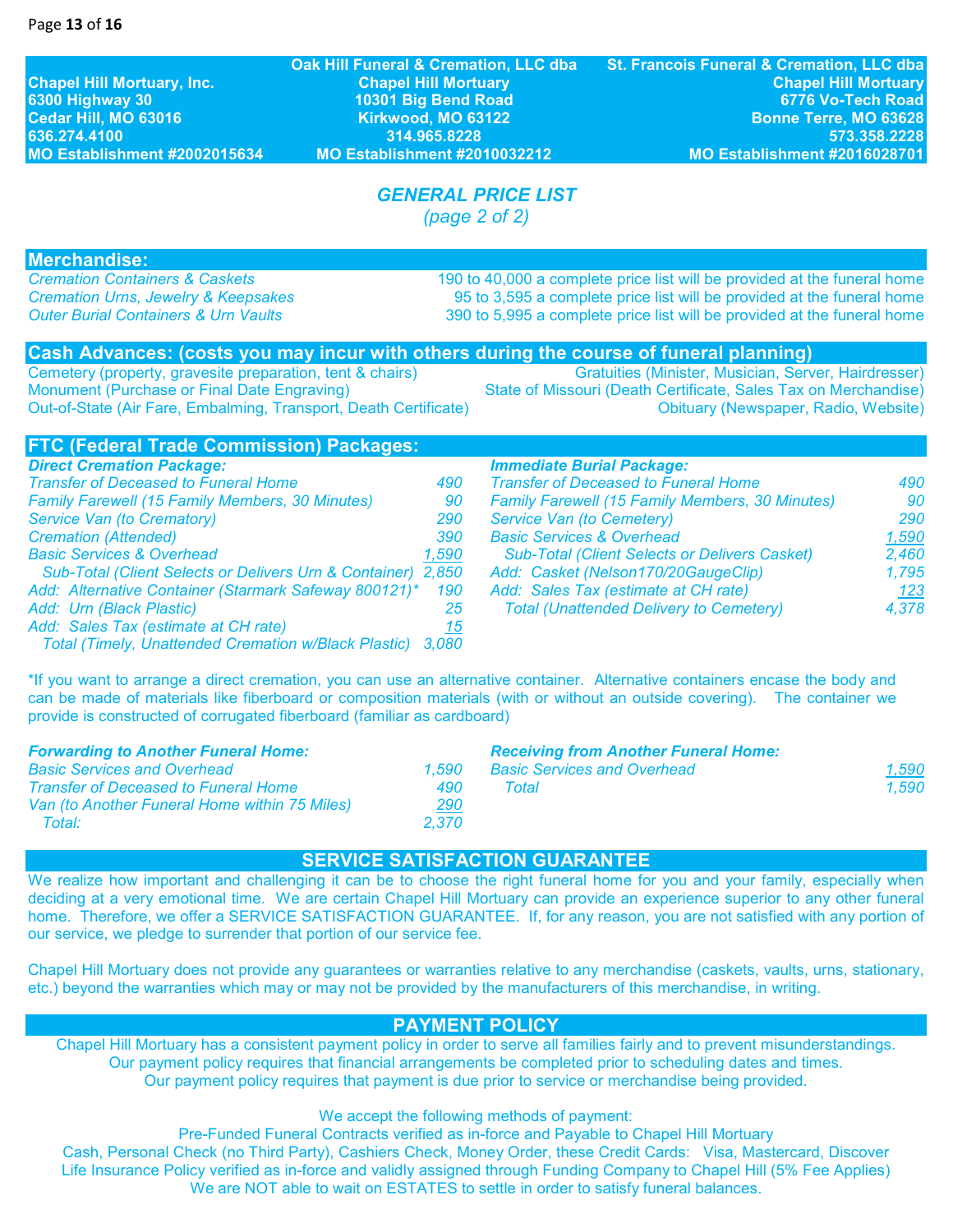| Chapel Hill Mortuary, Inc. | Oak Hill Funeral & Cremation, LLC dba Chapel Hill Mortuary | St. Francois Funeral & Cremation, LLC dba Chapel Hill Mortuary |
|---|---|---|
| 6300 Highway 30 | 10301 Big Bend Road | 6776 Vo-Tech Road |
| Cedar Hill, MO 63016 | Kirkwood, MO 63122 | Bonne Terre, MO 63628 |
| 636.274.4100 | 314.965.8228 | 573.358.2228 |
| MO Establishment #2002015634 | MO Establishment #2010032212 | MO Establishment #2016028701 |

# *GENERAL PRICE LIST*

*(page 2 of 2)*

## Merchandise:

| | |
|---|---|
| *Cremation Containers & Caskets* | 190 to 40,000 a complete price list will be provided at the funeral home |
| *Cremation Urns, Jewelry & Keepsakes* | 95 to 3,595 a complete price list will be provided at the funeral home |
| *Outer Burial Containers & Urn Vaults* | 390 to 5,995 a complete price list will be provided at the funeral home |

## Cash Advances: (costs you may incur with others during the course of funeral planning)

- Cemetery (property, gravesite preparation, tent & chairs)
- Monument (Purchase or Final Date Engraving)
- Out-of-State (Air Fare, Embalming, Transport, Death Certificate)
- Gratuities (Minister, Musician, Server, Hairdresser)
- State of Missouri (Death Certificate, Sales Tax on Merchandise)
- Obituary (Newspaper, Radio, Website)

## FTC (Federal Trade Commission) Packages:

***Direct Cremation Package:***

| | |
|---|---|
| *Transfer of Deceased to Funeral Home* | *490* |
| *Family Farewell (15 Family Members, 30 Minutes)* | *90* |
| *Service Van (to Crematory)* | *290* |
| *Cremation (Attended)* | *390* |
| *Basic Services & Overhead* | *1,590* |
| *Sub-Total (Client Selects or Delivers Urn & Container)* | *2,850* |
| *Add: Alternative Container (Starmark Safeway 800121)** | *190* |
| *Add: Urn (Black Plastic)* | *25* |
| *Add: Sales Tax (estimate at CH rate)* | *15* |
| *Total (Timely, Unattended Cremation w/Black Plastic)* | *3,080* |

***Immediate Burial Package:***

| | |
|---|---|
| *Transfer of Deceased to Funeral Home* | *490* |
| *Family Farewell (15 Family Members, 30 Minutes)* | *90* |
| *Service Van (to Cemetery)* | *290* |
| *Basic Services & Overhead* | *1,590* |
| *Sub-Total (Client Selects or Delivers Casket)* | *2,460* |
| *Add: Casket (Nelson170/20GaugeClip)* | *1,795* |
| *Add: Sales Tax (estimate at CH rate)* | *123* |
| *Total (Unattended Delivery to Cemetery)* | *4,378* |

*If you want to arrange a direct cremation, you can use an alternative container. Alternative containers encase the body and can be made of materials like fiberboard or composition materials (with or without an outside covering). The container we provide is constructed of corrugated fiberboard (familiar as cardboard)

***Forwarding to Another Funeral Home:***

| | |
|---|---|
| *Basic Services and Overhead* | *1,590* |
| *Transfer of Deceased to Funeral Home* | *490* |
| *Van (to Another Funeral Home within 75 Miles)* | *290* |
| *Total:* | *2,370* |

***Receiving from Another Funeral Home:***

| | |
|---|---|
| *Basic Services and Overhead* | *1,590* |
| *Total* | *1,590* |

## SERVICE SATISFACTION GUARANTEE

We realize how important and challenging it can be to choose the right funeral home for you and your family, especially when deciding at a very emotional time. We are certain Chapel Hill Mortuary can provide an experience superior to any other funeral home. Therefore, we offer a SERVICE SATISFACTION GUARANTEE. If, for any reason, you are not satisfied with any portion of our service, we pledge to surrender that portion of our service fee.

Chapel Hill Mortuary does not provide any guarantees or warranties relative to any merchandise (caskets, vaults, urns, stationary, etc.) beyond the warranties which may or may not be provided by the manufacturers of this merchandise, in writing.

## PAYMENT POLICY

Chapel Hill Mortuary has a consistent payment policy in order to serve all families fairly and to prevent misunderstandings.
Our payment policy requires that financial arrangements be completed prior to scheduling dates and times.
Our payment policy requires that payment is due prior to service or merchandise being provided.

We accept the following methods of payment:
Pre-Funded Funeral Contracts verified as in-force and Payable to Chapel Hill Mortuary
Cash, Personal Check (no Third Party), Cashiers Check, Money Order, these Credit Cards: Visa, Mastercard, Discover
Life Insurance Policy verified as in-force and validly assigned through Funding Company to Chapel Hill (5% Fee Applies)
We are NOT able to wait on ESTATES to settle in order to satisfy funeral balances.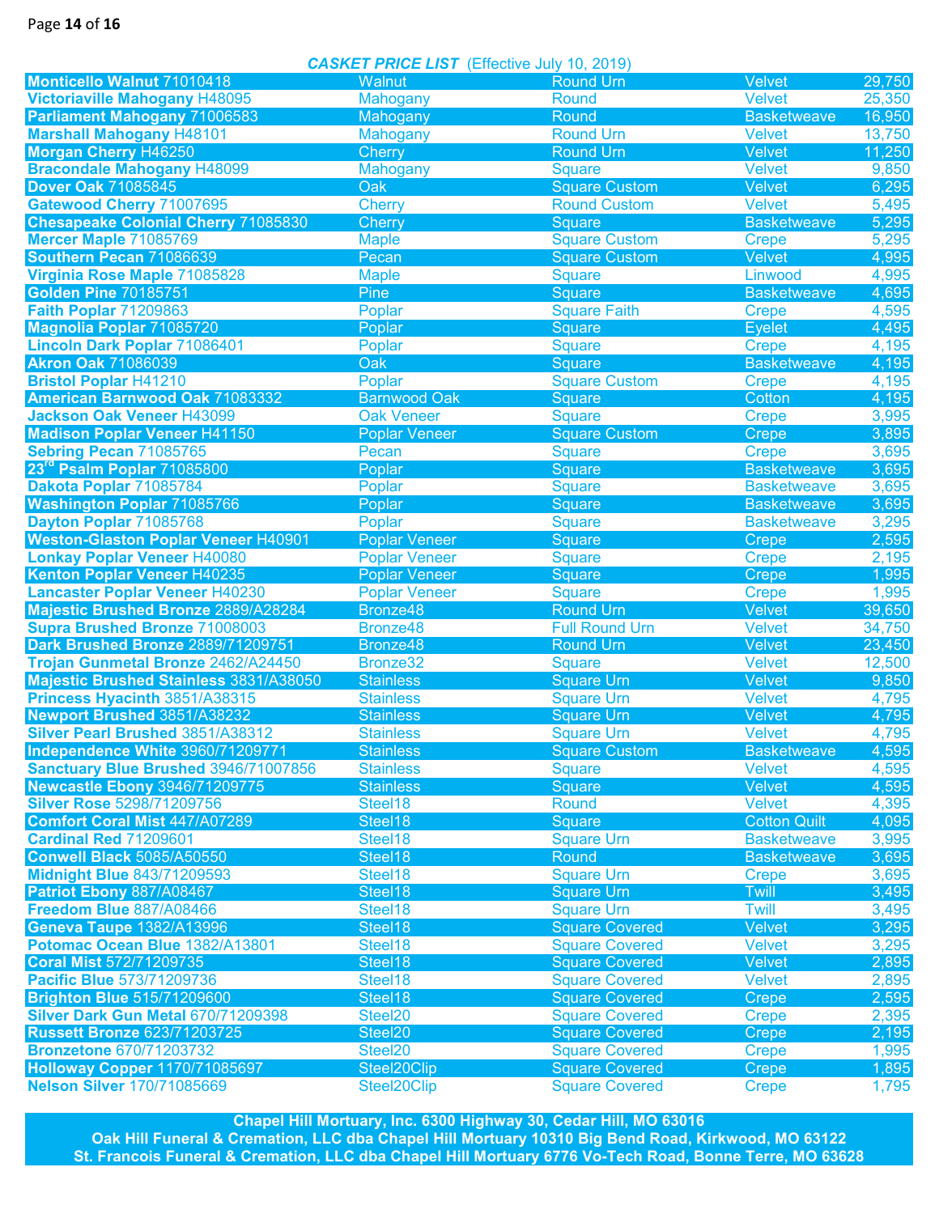**CASKET PRICE LIST** (Effective July 10, 2019)

| Casket | Material | Style | Interior | Price |
|---|---|---|---|---|
| **Monticello Walnut** 71010418 | Walnut | Round Urn | Velvet | 29,750 |
| **Victoriaville Mahogany** H48095 | Mahogany | Round | Velvet | 25,350 |
| **Parliament Mahogany** 71006583 | Mahogany | Round | Basketweave | 16,950 |
| **Marshall Mahogany** H48101 | Mahogany | Round Urn | Velvet | 13,750 |
| **Morgan Cherry** H46250 | Cherry | Round Urn | Velvet | 11,250 |
| **Bracondale Mahogany** H48099 | Mahogany | Square | Velvet | 9,850 |
| **Dover Oak** 71085845 | Oak | Square Custom | Velvet | 6,295 |
| **Gatewood Cherry** 71007695 | Cherry | Round Custom | Velvet | 5,495 |
| **Chesapeake Colonial Cherry** 71085830 | Cherry | Square | Basketweave | 5,295 |
| **Mercer Maple** 71085769 | Maple | Square Custom | Crepe | 5,295 |
| **Southern Pecan** 71086639 | Pecan | Square Custom | Velvet | 4,995 |
| **Virginia Rose Maple** 71085828 | Maple | Square | Linwood | 4,995 |
| **Golden Pine** 70185751 | Pine | Square | Basketweave | 4,695 |
| **Faith Poplar** 71209863 | Poplar | Square Faith | Crepe | 4,595 |
| **Magnolia Poplar** 71085720 | Poplar | Square | Eyelet | 4,495 |
| **Lincoln Dark Poplar** 71086401 | Poplar | Square | Crepe | 4,195 |
| **Akron Oak** 71086039 | Oak | Square | Basketweave | 4,195 |
| **Bristol Poplar** H41210 | Poplar | Square Custom | Crepe | 4,195 |
| **American Barnwood Oak** 71083332 | Barnwood Oak | Square | Cotton | 4,195 |
| **Jackson Oak Veneer** H43099 | Oak Veneer | Square | Crepe | 3,995 |
| **Madison Poplar Veneer** H41150 | Poplar Veneer | Square Custom | Crepe | 3,895 |
| **Sebring Pecan** 71085765 | Pecan | Square | Crepe | 3,695 |
| **23rd Psalm Poplar** 71085800 | Poplar | Square | Basketweave | 3,695 |
| **Dakota Poplar** 71085784 | Poplar | Square | Basketweave | 3,695 |
| **Washington Poplar** 71085766 | Poplar | Square | Basketweave | 3,695 |
| **Dayton Poplar** 71085768 | Poplar | Square | Basketweave | 3,295 |
| **Weston-Glaston Poplar Veneer** H40901 | Poplar Veneer | Square | Crepe | 2,595 |
| **Lonkay Poplar Veneer** H40080 | Poplar Veneer | Square | Crepe | 2,195 |
| **Kenton Poplar Veneer** H40235 | Poplar Veneer | Square | Crepe | 1,995 |
| **Lancaster Poplar Veneer** H40230 | Poplar Veneer | Square | Crepe | 1,995 |
| **Majestic Brushed Bronze** 2889/A28284 | Bronze48 | Round Urn | Velvet | 39,650 |
| **Supra Brushed Bronze** 71008003 | Bronze48 | Full Round Urn | Velvet | 34,750 |
| **Dark Brushed Bronze** 2889/71209751 | Bronze48 | Round Urn | Velvet | 23,450 |
| **Trojan Gunmetal Bronze** 2462/A24450 | Bronze32 | Square | Velvet | 12,500 |
| **Majestic Brushed Stainless** 3831/A38050 | Stainless | Square Urn | Velvet | 9,850 |
| **Princess Hyacinth** 3851/A38315 | Stainless | Square Urn | Velvet | 4,795 |
| **Newport Brushed** 3851/A38232 | Stainless | Square Urn | Velvet | 4,795 |
| **Silver Pearl Brushed** 3851/A38312 | Stainless | Square Urn | Velvet | 4,795 |
| **Independence White** 3960/71209771 | Stainless | Square Custom | Basketweave | 4,595 |
| **Sanctuary Blue Brushed** 3946/71007856 | Stainless | Square | Velvet | 4,595 |
| **Newcastle Ebony** 3946/71209775 | Stainless | Square | Velvet | 4,595 |
| **Silver Rose** 5298/71209756 | Steel18 | Round | Velvet | 4,395 |
| **Comfort Coral Mist** 447/A07289 | Steel18 | Square | Cotton Quilt | 4,095 |
| **Cardinal Red** 71209601 | Steel18 | Square Urn | Basketweave | 3,995 |
| **Conwell Black** 5085/A50550 | Steel18 | Round | Basketweave | 3,695 |
| **Midnight Blue** 843/71209593 | Steel18 | Square Urn | Crepe | 3,695 |
| **Patriot Ebony** 887/A08467 | Steel18 | Square Urn | Twill | 3,495 |
| **Freedom Blue** 887/A08466 | Steel18 | Square Urn | Twill | 3,495 |
| **Geneva Taupe** 1382/A13996 | Steel18 | Square Covered | Velvet | 3,295 |
| **Potomac Ocean Blue** 1382/A13801 | Steel18 | Square Covered | Velvet | 3,295 |
| **Coral Mist** 572/71209735 | Steel18 | Square Covered | Velvet | 2,895 |
| **Pacific Blue** 573/71209736 | Steel18 | Square Covered | Velvet | 2,895 |
| **Brighton Blue** 515/71209600 | Steel18 | Square Covered | Crepe | 2,595 |
| **Silver Dark Gun Metal** 670/71209398 | Steel20 | Square Covered | Crepe | 2,395 |
| **Russett Bronze** 623/71203725 | Steel20 | Square Covered | Crepe | 2,195 |
| **Bronzetone** 670/71203732 | Steel20 | Square Covered | Crepe | 1,995 |
| **Holloway Copper** 1170/71085697 | Steel20Clip | Square Covered | Crepe | 1,895 |
| **Nelson Silver** 170/71085669 | Steel20Clip | Square Covered | Crepe | 1,795 |

**Chapel Hill Mortuary, Inc. 6300 Highway 30, Cedar Hill, MO 63016**
**Oak Hill Funeral & Cremation, LLC dba Chapel Hill Mortuary 10310 Big Bend Road, Kirkwood, MO 63122**
**St. Francois Funeral & Cremation, LLC dba Chapel Hill Mortuary 6776 Vo-Tech Road, Bonne Terre, MO 63628**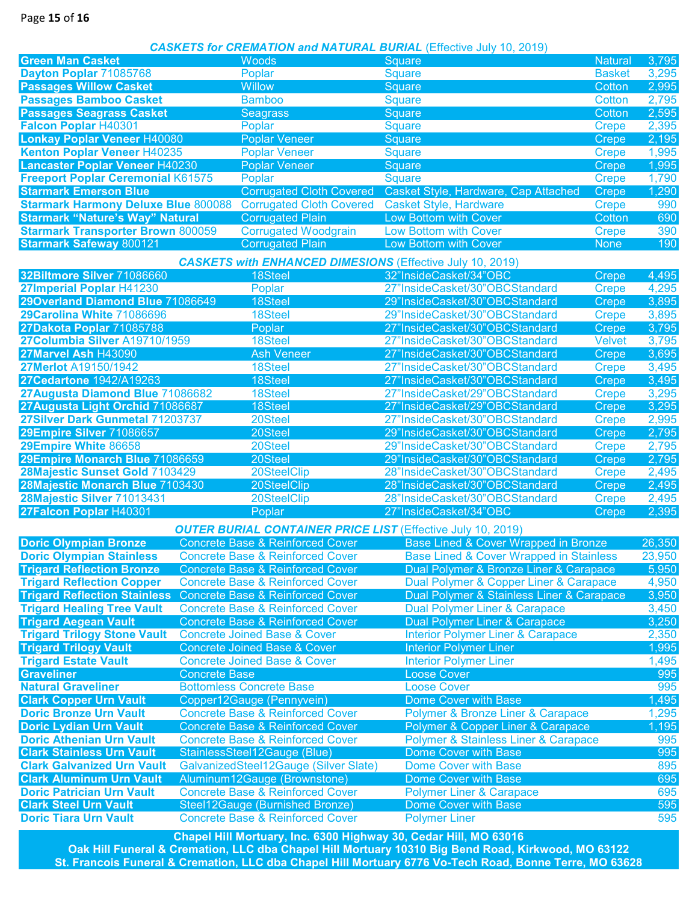## *CASKETS for CREMATION and NATURAL BURIAL* (Effective July 10, 2019)

| Casket | Material | Style | Interior | Price |
|---|---|---|---|---|
| **Green Man Casket** | Woods | Square | Natural | 3,795 |
| **Dayton Poplar** 71085768 | Poplar | Square | Basket | 3,295 |
| **Passages Willow Casket** | Willow | Square | Cotton | 2,995 |
| **Passages Bamboo Casket** | Bamboo | Square | Cotton | 2,795 |
| **Passages Seagrass Casket** | Seagrass | Square | Cotton | 2,595 |
| **Falcon Poplar** H40301 | Poplar | Square | Crepe | 2,395 |
| **Lonkay Poplar Veneer** H40080 | Poplar Veneer | Square | Crepe | 2,195 |
| **Kenton Poplar Veneer** H40235 | Poplar Veneer | Square | Crepe | 1,995 |
| **Lancaster Poplar Veneer** H40230 | Poplar Veneer | Square | Crepe | 1,995 |
| **Freeport Poplar Ceremonial** K61575 | Poplar | Square | Crepe | 1,790 |
| **Starmark Emerson Blue** | Corrugated Cloth Covered | Casket Style, Hardware, Cap Attached | Crepe | 1,290 |
| **Starmark Harmony Deluxe Blue** 800088 | Corrugated Cloth Covered | Casket Style, Hardware | Crepe | 990 |
| **Starmark "Nature's Way" Natural** | Corrugated Plain | Low Bottom with Cover | Cotton | 690 |
| **Starmark Transporter Brown** 800059 | Corrugated Woodgrain | Low Bottom with Cover | Crepe | 390 |
| **Starmark Safeway** 800121 | Corrugated Plain | Low Bottom with Cover | None | 190 |

## *CASKETS with ENHANCED DIMESIONS* (Effective July 10, 2019)

| Casket | Material | Dimensions | Interior | Price |
|---|---|---|---|---|
| **32Biltmore Silver** 71086660 | 18Steel | 32"InsideCasket/34"OBC | Crepe | 4,495 |
| **27Imperial Poplar** H41230 | Poplar | 27"InsideCasket/30"OBCStandard | Crepe | 4,295 |
| **29Overland Diamond Blue** 71086649 | 18Steel | 29"InsideCasket/30"OBCStandard | Crepe | 3,895 |
| **29Carolina White** 71086696 | 18Steel | 29"InsideCasket/30"OBCStandard | Crepe | 3,895 |
| **27Dakota Poplar** 71085788 | Poplar | 27"InsideCasket/30"OBCStandard | Crepe | 3,795 |
| **27Columbia Silver** A19710/1959 | 18Steel | 27"InsideCasket/30"OBCStandard | Velvet | 3,795 |
| **27Marvel Ash** H43090 | Ash Veneer | 27"InsideCasket/30"OBCStandard | Crepe | 3,695 |
| **27Merlot** A19150/1942 | 18Steel | 27"InsideCasket/30"OBCStandard | Crepe | 3,495 |
| **27Cedartone** 1942/A19263 | 18Steel | 27"InsideCasket/30"OBCStandard | Crepe | 3,495 |
| **27Augusta Diamond Blue** 71086682 | 18Steel | 27"InsideCasket/29"OBCStandard | Crepe | 3,295 |
| **27Augusta Light Orchid** 71086687 | 18Steel | 27"InsideCasket/29"OBCStandard | Crepe | 3,295 |
| **27Silver Dark Gunmetal** 71203737 | 20Steel | 27"InsideCasket/30"OBCStandard | Crepe | 2,995 |
| **29Empire Silver** 71086657 | 20Steel | 29"InsideCasket/30"OBCStandard | Crepe | 2,795 |
| **29Empire White** 86658 | 20Steel | 29"InsideCasket/30"OBCStandard | Crepe | 2,795 |
| **29Empire Monarch Blue** 71086659 | 20Steel | 29"InsideCasket/30"OBCStandard | Crepe | 2,795 |
| **28Majestic Sunset Gold** 7103429 | 20SteelClip | 28"InsideCasket/30"OBCStandard | Crepe | 2,495 |
| **28Majestic Monarch Blue** 7103430 | 20SteelClip | 28"InsideCasket/30"OBCStandard | Crepe | 2,495 |
| **28Majestic Silver** 71013431 | 20SteelClip | 28"InsideCasket/30"OBCStandard | Crepe | 2,495 |
| **27Falcon Poplar** H40301 | Poplar | 27"InsideCasket/34"OBC | Crepe | 2,395 |

## *OUTER BURIAL CONTAINER PRICE LIST* (Effective July 10, 2019)

| Container | Construction | Liner/Cover | Price |
|---|---|---|---|
| **Doric Olympian Bronze** | Concrete Base & Reinforced Cover | Base Lined & Cover Wrapped in Bronze | 26,350 |
| **Doric Olympian Stainless** | Concrete Base & Reinforced Cover | Base Lined & Cover Wrapped in Stainless | 23,950 |
| **Trigard Reflection Bronze** | Concrete Base & Reinforced Cover | Dual Polymer & Bronze Liner & Carapace | 5,950 |
| **Trigard Reflection Copper** | Concrete Base & Reinforced Cover | Dual Polymer & Copper Liner & Carapace | 4,950 |
| **Trigard Reflection Stainless** | Concrete Base & Reinforced Cover | Dual Polymer & Stainless Liner & Carapace | 3,950 |
| **Trigard Healing Tree Vault** | Concrete Base & Reinforced Cover | Dual Polymer Liner & Carapace | 3,450 |
| **Trigard Aegean Vault** | Concrete Base & Reinforced Cover | Dual Polymer Liner & Carapace | 3,250 |
| **Trigard Trilogy Stone Vault** | Concrete Joined Base & Cover | Interior Polymer Liner & Carapace | 2,350 |
| **Trigard Trilogy Vault** | Concrete Joined Base & Cover | Interior Polymer Liner | 1,995 |
| **Trigard Estate Vault** | Concrete Joined Base & Cover | Interior Polymer Liner | 1,495 |
| **Graveliner** | Concrete Base | Loose Cover | 995 |
| **Natural Graveliner** | Bottomless Concrete Base | Loose Cover | 995 |
| **Clark Copper Urn Vault** | Copper12Gauge (Pennyvein) | Dome Cover with Base | 1,495 |
| **Doric Bronze Urn Vault** | Concrete Base & Reinforced Cover | Polymer & Bronze Liner & Carapace | 1,295 |
| **Doric Lydian Urn Vault** | Concrete Base & Reinforced Cover | Polymer & Copper Liner & Carapace | 1,195 |
| **Doric Athenian Urn Vault** | Concrete Base & Reinforced Cover | Polymer & Stainless Liner & Carapace | 995 |
| **Clark Stainless Urn Vault** | StainlessSteel12Gauge (Blue) | Dome Cover with Base | 995 |
| **Clark Galvanized Urn Vault** | GalvanizedSteel12Gauge (Silver Slate) | Dome Cover with Base | 895 |
| **Clark Aluminum Urn Vault** | Aluminum12Gauge (Brownstone) | Dome Cover with Base | 695 |
| **Doric Patrician Urn Vault** | Concrete Base & Reinforced Cover | Polymer Liner & Carapace | 695 |
| **Clark Steel Urn Vault** | Steel12Gauge (Burnished Bronze) | Dome Cover with Base | 595 |
| **Doric Tiara Urn Vault** | Concrete Base & Reinforced Cover | Polymer Liner | 595 |

**Chapel Hill Mortuary, Inc. 6300 Highway 30, Cedar Hill, MO 63016**
**Oak Hill Funeral & Cremation, LLC dba Chapel Hill Mortuary 10310 Big Bend Road, Kirkwood, MO 63122**
**St. Francois Funeral & Cremation, LLC dba Chapel Hill Mortuary 6776 Vo-Tech Road, Bonne Terre, MO 63628**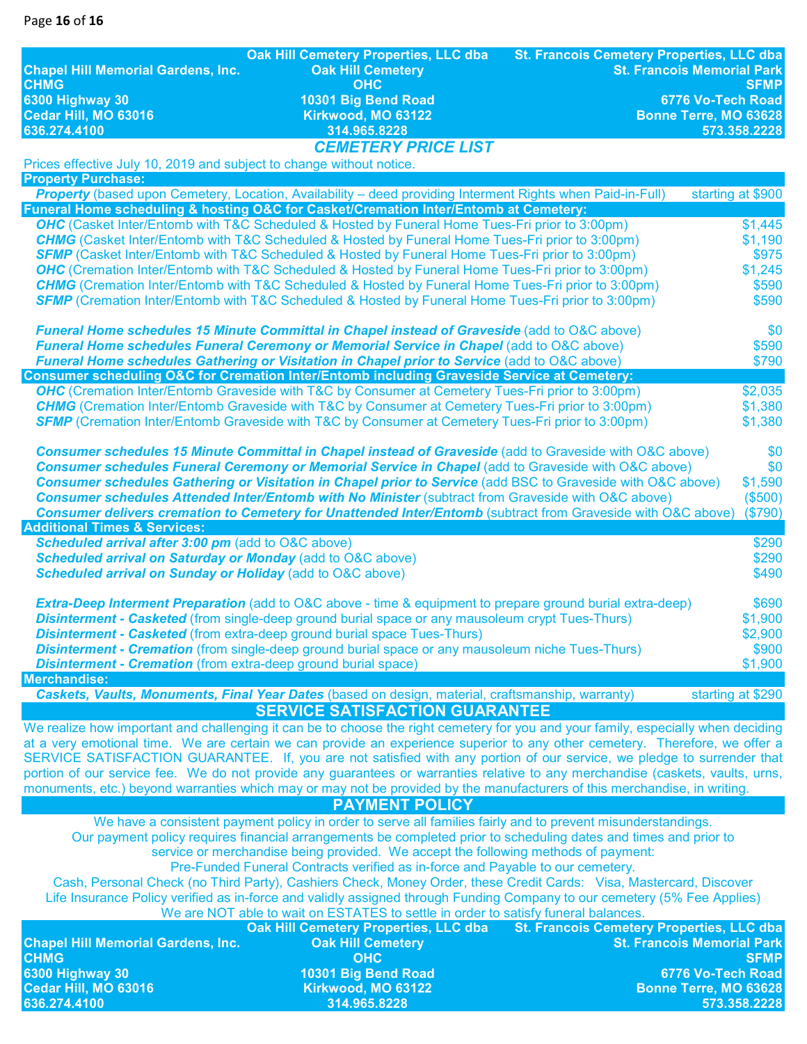| Chapel Hill Memorial Gardens, Inc. | Oak Hill Cemetery Properties, LLC dba Oak Hill Cemetery | St. Francois Cemetery Properties, LLC dba St. Francois Memorial Park |
|---|---|---|
| CHMG | OHC | SFMP |
| 6300 Highway 30 | 10301 Big Bend Road | 6776 Vo-Tech Road |
| Cedar Hill, MO 63016 | Kirkwood, MO 63122 | Bonne Terre, MO 63628 |
| 636.274.4100 | 314.965.8228 | 573.358.2228 |

## CEMETERY PRICE LIST

Prices effective July 10, 2019 and subject to change without notice.

| | |
|---|---|
| **Property Purchase:** | |
| ***Property*** (based upon Cemetery, Location, Availability – deed providing Interment Rights when Paid-in-Full) | starting at $900 |
| **Funeral Home scheduling & hosting O&C for Casket/Cremation Inter/Entomb at Cemetery:** | |
| ***OHC*** (Casket Inter/Entomb with T&C Scheduled & Hosted by Funeral Home Tues-Fri prior to 3:00pm) | $1,445 |
| ***CHMG*** (Casket Inter/Entomb with T&C Scheduled & Hosted by Funeral Home Tues-Fri prior to 3:00pm) | $1,190 |
| ***SFMP*** (Casket Inter/Entomb with T&C Scheduled & Hosted by Funeral Home Tues-Fri prior to 3:00pm) | $975 |
| ***OHC*** (Cremation Inter/Entomb with T&C Scheduled & Hosted by Funeral Home Tues-Fri prior to 3:00pm) | $1,245 |
| ***CHMG*** (Cremation Inter/Entomb with T&C Scheduled & Hosted by Funeral Home Tues-Fri prior to 3:00pm) | $590 |
| ***SFMP*** (Cremation Inter/Entomb with T&C Scheduled & Hosted by Funeral Home Tues-Fri prior to 3:00pm) | $590 |
| ***Funeral Home schedules 15 Minute Committal in Chapel instead of Graveside*** (add to O&C above) | $0 |
| ***Funeral Home schedules Funeral Ceremony or Memorial Service in Chapel*** (add to O&C above) | $590 |
| ***Funeral Home schedules Gathering or Visitation in Chapel prior to Service*** (add to O&C above) | $790 |
| **Consumer scheduling O&C for Cremation Inter/Entomb including Graveside Service at Cemetery:** | |
| ***OHC*** (Cremation Inter/Entomb Graveside with T&C by Consumer at Cemetery Tues-Fri prior to 3:00pm) | $2,035 |
| ***CHMG*** (Cremation Inter/Entomb Graveside with T&C by Consumer at Cemetery Tues-Fri prior to 3:00pm) | $1,380 |
| ***SFMP*** (Cremation Inter/Entomb Graveside with T&C by Consumer at Cemetery Tues-Fri prior to 3:00pm) | $1,380 |
| ***Consumer schedules 15 Minute Committal in Chapel instead of Graveside*** (add to Graveside with O&C above) | $0 |
| ***Consumer schedules Funeral Ceremony or Memorial Service in Chapel*** (add to Graveside with O&C above) | $0 |
| ***Consumer schedules Gathering or Visitation in Chapel prior to Service*** (add BSC to Graveside with O&C above) | $1,590 |
| ***Consumer schedules Attended Inter/Entomb with No Minister*** (subtract from Graveside with O&C above) | ($500) |
| ***Consumer delivers cremation to Cemetery for Unattended Inter/Entomb*** (subtract from Graveside with O&C above) | ($790) |
| **Additional Times & Services:** | |
| ***Scheduled arrival after 3:00 pm*** (add to O&C above) | $290 |
| ***Scheduled arrival on Saturday or Monday*** (add to O&C above) | $290 |
| ***Scheduled arrival on Sunday or Holiday*** (add to O&C above) | $490 |
| ***Extra-Deep Interment Preparation*** (add to O&C above - time & equipment to prepare ground burial extra-deep) | $690 |
| ***Disinterment - Casketed*** (from single-deep ground burial space or any mausoleum crypt Tues-Thurs) | $1,900 |
| ***Disinterment - Casketed*** (from extra-deep ground burial space Tues-Thurs) | $2,900 |
| ***Disinterment - Cremation*** (from single-deep ground burial space or any mausoleum niche Tues-Thurs) | $900 |
| ***Disinterment - Cremation*** (from extra-deep ground burial space) | $1,900 |
| **Merchandise:** | |
| ***Caskets, Vaults, Monuments, Final Year Dates*** (based on design, material, craftsmanship, warranty) | starting at $290 |

## SERVICE SATISFACTION GUARANTEE

We realize how important and challenging it can be to choose the right cemetery for you and your family, especially when deciding at a very emotional time. We are certain we can provide an experience superior to any other cemetery. Therefore, we offer a SERVICE SATISFACTION GUARANTEE. If, you are not satisfied with any portion of our service, we pledge to surrender that portion of our service fee. We do not provide any guarantees or warranties relative to any merchandise (caskets, vaults, urns, monuments, etc.) beyond warranties which may or may not be provided by the manufacturers of this merchandise, in writing.

## PAYMENT POLICY

We have a consistent payment policy in order to serve all families fairly and to prevent misunderstandings.
Our payment policy requires financial arrangements be completed prior to scheduling dates and times and prior to service or merchandise being provided. We accept the following methods of payment:
Pre-Funded Funeral Contracts verified as in-force and Payable to our cemetery.
Cash, Personal Check (no Third Party), Cashiers Check, Money Order, these Credit Cards: Visa, Mastercard, Discover
Life Insurance Policy verified as in-force and validly assigned through Funding Company to our cemetery (5% Fee Applies)
We are NOT able to wait on ESTATES to settle in order to satisfy funeral balances.

| Chapel Hill Memorial Gardens, Inc. | Oak Hill Cemetery Properties, LLC dba Oak Hill Cemetery | St. Francois Cemetery Properties, LLC dba St. Francois Memorial Park |
|---|---|---|
| CHMG | OHC | SFMP |
| 6300 Highway 30 | 10301 Big Bend Road | 6776 Vo-Tech Road |
| Cedar Hill, MO 63016 | Kirkwood, MO 63122 | Bonne Terre, MO 63628 |
| 636.274.4100 | 314.965.8228 | 573.358.2228 |